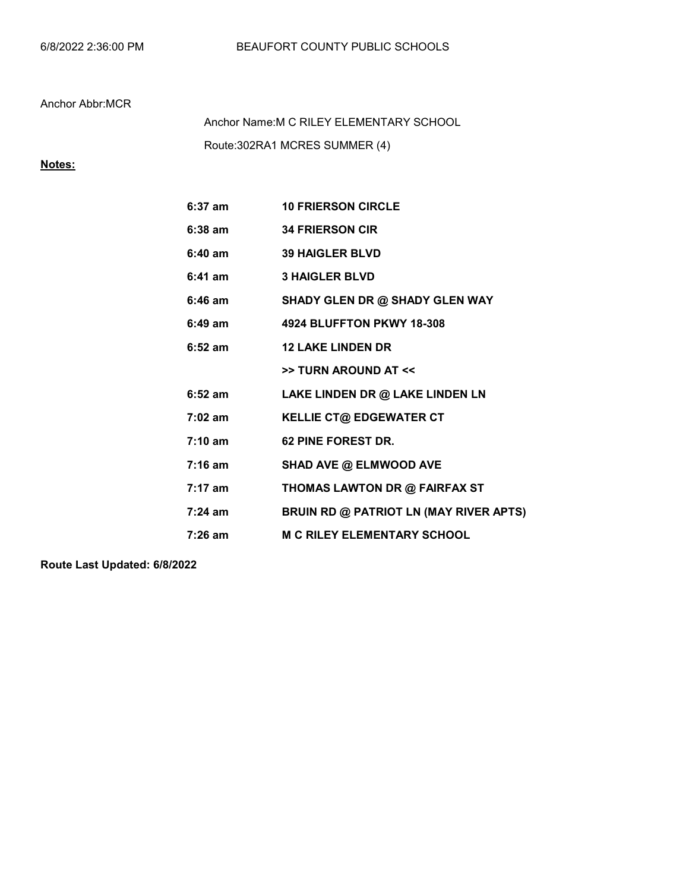6/8/2022 2:36:00 PM BEAUFORT COUNTY PUBLIC SCHOOLS

Anchor Abbr:MCR

Anchor Name:M C RILEY ELEMENTARY SCHOOL

Route:302RA1 MCRES SUMMER (4)

**Notes:**

| | |
|---|---|
| **6:37 am** | **10 FRIERSON CIRCLE** |
| **6:38 am** | **34 FRIERSON CIR** |
| **6:40 am** | **39 HAIGLER BLVD** |
| **6:41 am** | **3 HAIGLER BLVD** |
| **6:46 am** | **SHADY GLEN DR @ SHADY GLEN WAY** |
| **6:49 am** | **4924 BLUFFTON PKWY 18-308** |
| **6:52 am** | **12 LAKE LINDEN DR** |
| | **>> TURN AROUND AT <<** |
| **6:52 am** | **LAKE LINDEN DR @ LAKE LINDEN LN** |
| **7:02 am** | **KELLIE CT@ EDGEWATER CT** |
| **7:10 am** | **62 PINE FOREST DR.** |
| **7:16 am** | **SHAD AVE @ ELMWOOD AVE** |
| **7:17 am** | **THOMAS LAWTON DR @ FAIRFAX ST** |
| **7:24 am** | **BRUIN RD @ PATRIOT LN (MAY RIVER APTS)** |
| **7:26 am** | **M C RILEY ELEMENTARY SCHOOL** |

**Route Last Updated: 6/8/2022**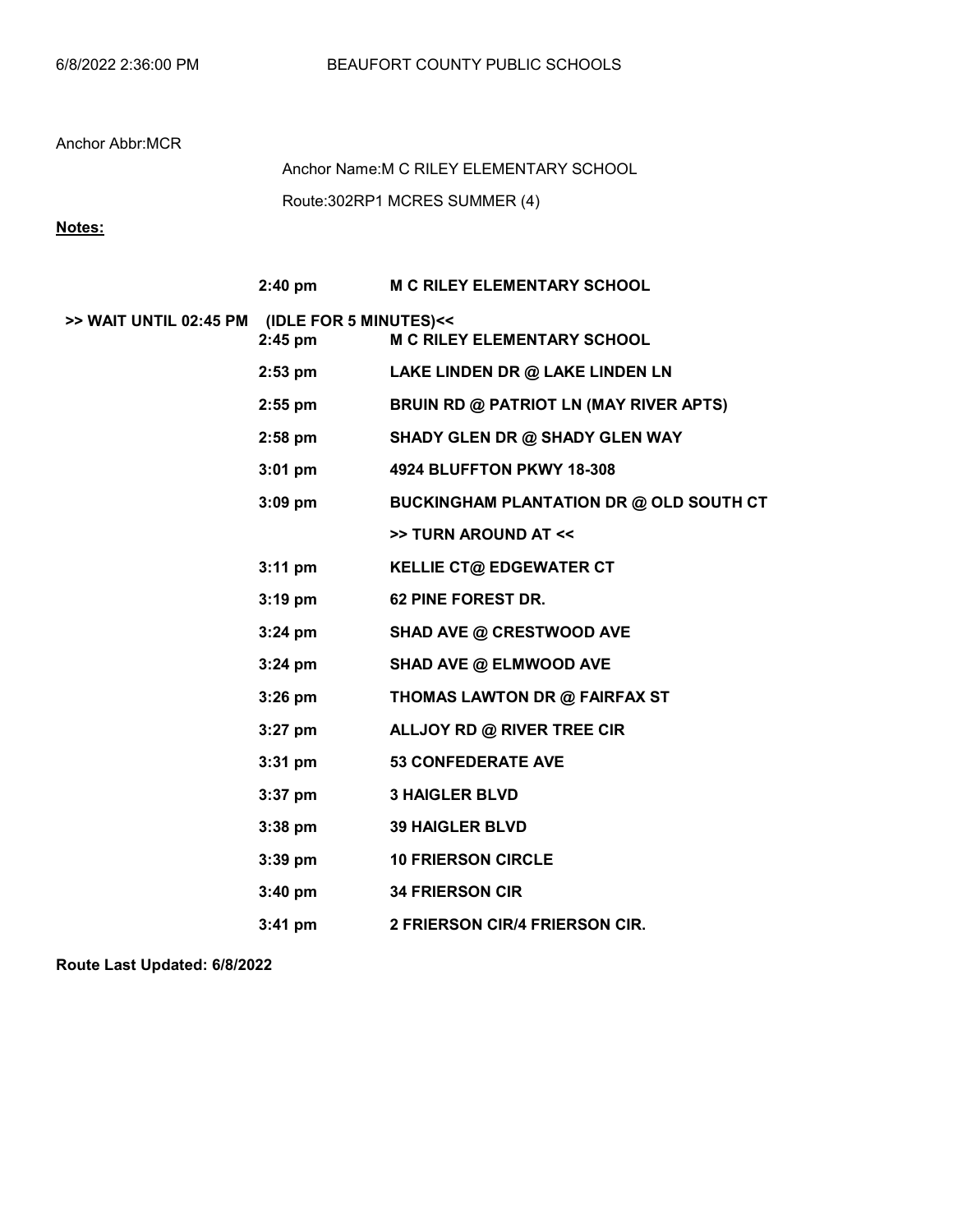6/8/2022 2:36:00 PM BEAUFORT COUNTY PUBLIC SCHOOLS

Anchor Abbr:MCR

Anchor Name:M C RILEY ELEMENTARY SCHOOL

Route:302RP1 MCRES SUMMER (4)

**Notes:**

| | | |
|---|---|---|
| | **2:40 pm** | **M C RILEY ELEMENTARY SCHOOL** |
| **>> WAIT UNTIL 02:45 PM** | **(IDLE FOR 5 MINUTES)<<** | |
| | **2:45 pm** | **M C RILEY ELEMENTARY SCHOOL** |
| | **2:53 pm** | **LAKE LINDEN DR @ LAKE LINDEN LN** |
| | **2:55 pm** | **BRUIN RD @ PATRIOT LN (MAY RIVER APTS)** |
| | **2:58 pm** | **SHADY GLEN DR @ SHADY GLEN WAY** |
| | **3:01 pm** | **4924 BLUFFTON PKWY 18-308** |
| | **3:09 pm** | **BUCKINGHAM PLANTATION DR @ OLD SOUTH CT** |
| | | **>> TURN AROUND AT <<** |
| | **3:11 pm** | **KELLIE CT@ EDGEWATER CT** |
| | **3:19 pm** | **62 PINE FOREST DR.** |
| | **3:24 pm** | **SHAD AVE @ CRESTWOOD AVE** |
| | **3:24 pm** | **SHAD AVE @ ELMWOOD AVE** |
| | **3:26 pm** | **THOMAS LAWTON DR @ FAIRFAX ST** |
| | **3:27 pm** | **ALLJOY RD @ RIVER TREE CIR** |
| | **3:31 pm** | **53 CONFEDERATE AVE** |
| | **3:37 pm** | **3 HAIGLER BLVD** |
| | **3:38 pm** | **39 HAIGLER BLVD** |
| | **3:39 pm** | **10 FRIERSON CIRCLE** |
| | **3:40 pm** | **34 FRIERSON CIR** |
| | **3:41 pm** | **2 FRIERSON CIR/4 FRIERSON CIR.** |

**Route Last Updated: 6/8/2022**